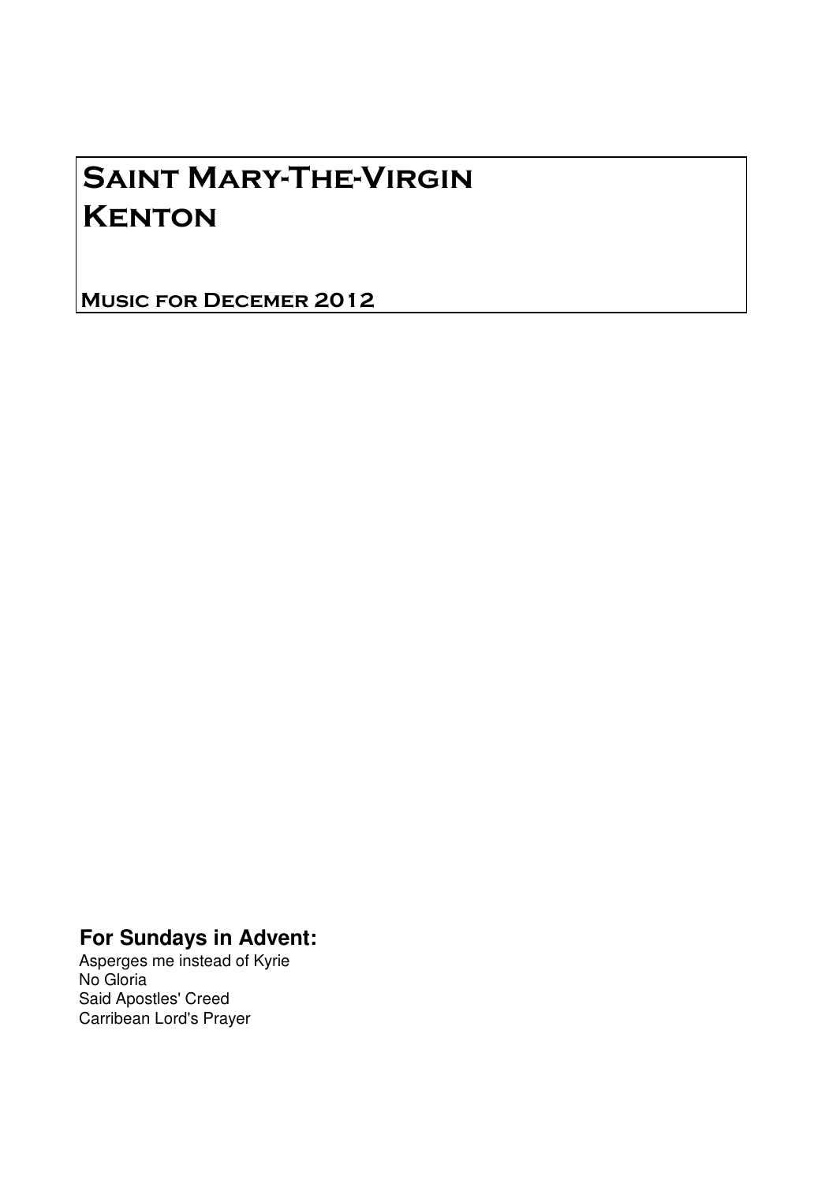# Saint Mary-The-Virgin
# Kenton

## Music for Decemer 2012

**For Sundays in Advent:**

Asperges me instead of Kyrie
No Gloria
Said Apostles' Creed
Carribean Lord's Prayer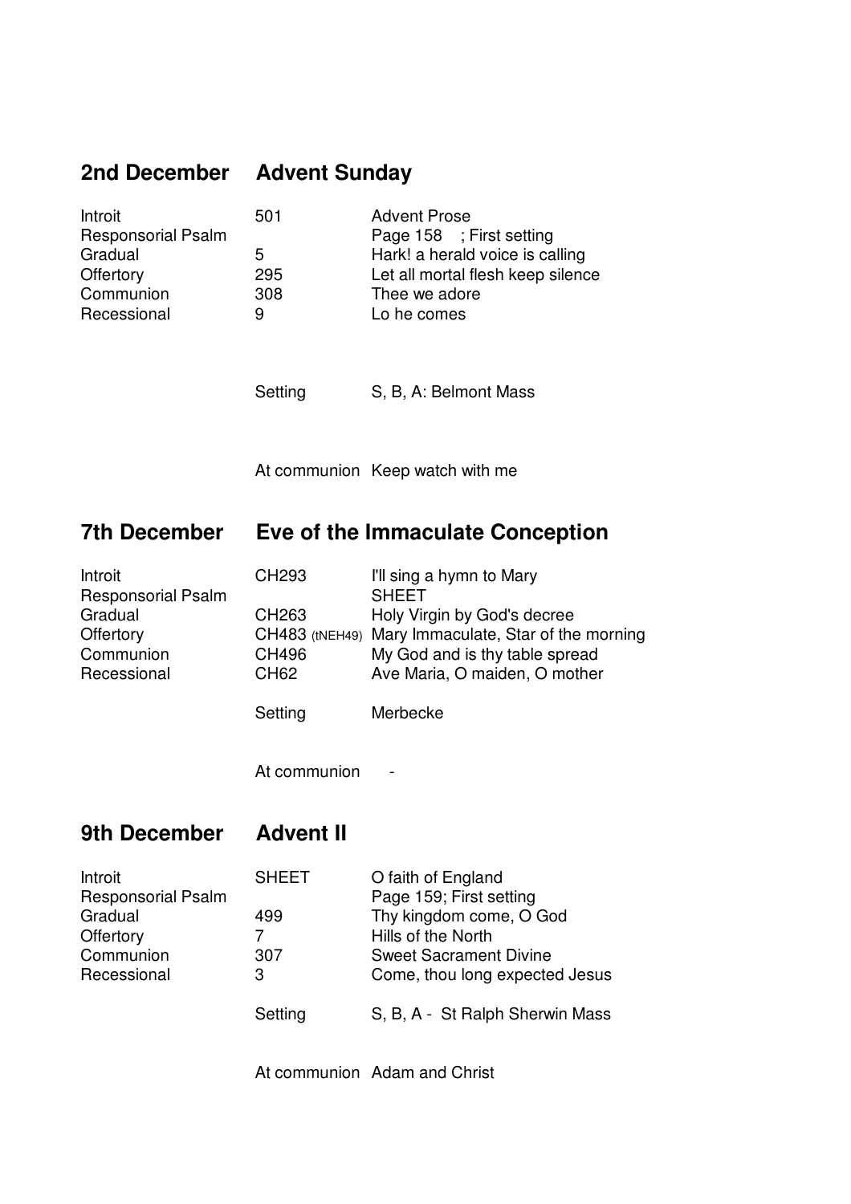## 2nd December Advent Sunday

| | | |
|---|---|---|
| Introit | 501 | Advent Prose |
| Responsorial Psalm | | Page 158 ; First setting |
| Gradual | 5 | Hark! a herald voice is calling |
| Offertory | 295 | Let all mortal flesh keep silence |
| Communion | 308 | Thee we adore |
| Recessional | 9 | Lo he comes |
| | Setting | S, B, A: Belmont Mass |
| | At communion | Keep watch with me |

## 7th December Eve of the Immaculate Conception

| | | |
|---|---|---|
| Introit | CH293 | I'll sing a hymn to Mary |
| Responsorial Psalm | | SHEET |
| Gradual | CH263 | Holy Virgin by God's decree |
| Offertory | CH483 (tNEH49) | Mary Immaculate, Star of the morning |
| Communion | CH496 | My God and is thy table spread |
| Recessional | CH62 | Ave Maria, O maiden, O mother |
| | Setting | Merbecke |
| | At communion | - |

## 9th December Advent II

| | | |
|---|---|---|
| Introit | SHEET | O faith of England |
| Responsorial Psalm | | Page 159; First setting |
| Gradual | 499 | Thy kingdom come, O God |
| Offertory | 7 | Hills of the North |
| Communion | 307 | Sweet Sacrament Divine |
| Recessional | 3 | Come, thou long expected Jesus |
| | Setting | S, B, A - St Ralph Sherwin Mass |
| | At communion | Adam and Christ |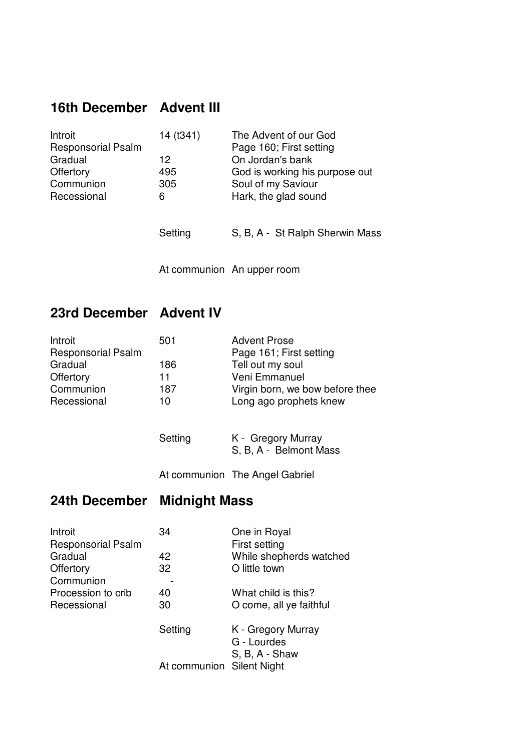## 16th December Advent III

| | | |
|---|---|---|
| Introit | 14 (t341) | The Advent of our God |
| Responsorial Psalm | | Page 160; First setting |
| Gradual | 12 | On Jordan's bank |
| Offertory | 495 | God is working his purpose out |
| Communion | 305 | Soul of my Saviour |
| Recessional | 6 | Hark, the glad sound |
| | Setting | S, B, A - St Ralph Sherwin Mass |
| | At communion | An upper room |

## 23rd December Advent IV

| | | |
|---|---|---|
| Introit | 501 | Advent Prose |
| Responsorial Psalm | | Page 161; First setting |
| Gradual | 186 | Tell out my soul |
| Offertory | 11 | Veni Emmanuel |
| Communion | 187 | Virgin born, we bow before thee |
| Recessional | 10 | Long ago prophets knew |
| | Setting | K - Gregory Murray<br>S, B, A - Belmont Mass |
| | At communion | The Angel Gabriel |

## 24th December Midnight Mass

| | | |
|---|---|---|
| Introit | 34 | One in Royal |
| Responsorial Psalm | | First setting |
| Gradual | 42 | While shepherds watched |
| Offertory | 32 | O little town |
| Communion | - | |
| Procession to crib | 40 | What child is this? |
| Recessional | 30 | O come, all ye faithful |
| | Setting | K - Gregory Murray<br>G - Lourdes<br>S, B, A - Shaw |
| | At communion | Silent Night |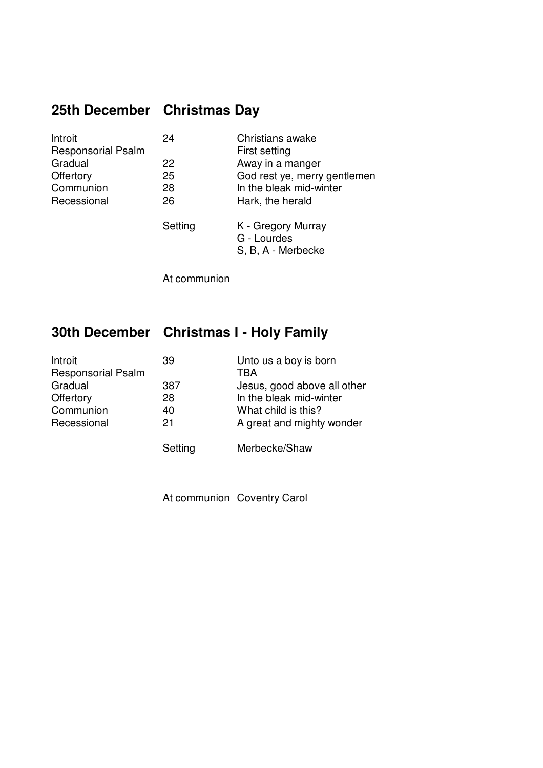## 25th December   Christmas Day

| | | |
|---|---|---|
| Introit | 24 | Christians awake |
| Responsorial Psalm | | First setting |
| Gradual | 22 | Away in a manger |
| Offertory | 25 | God rest ye, merry gentlemen |
| Communion | 28 | In the bleak mid-winter |
| Recessional | 26 | Hark, the herald |
| | Setting | K - Gregory Murray<br>G - Lourdes<br>S, B, A - Merbecke |
| | At communion | |

## 30th December   Christmas I - Holy Family

| | | |
|---|---|---|
| Introit | 39 | Unto us a boy is born |
| Responsorial Psalm | | TBA |
| Gradual | 387 | Jesus, good above all other |
| Offertory | 28 | In the bleak mid-winter |
| Communion | 40 | What child is this? |
| Recessional | 21 | A great and mighty wonder |
| | Setting | Merbecke/Shaw |
| | At communion | Coventry Carol |